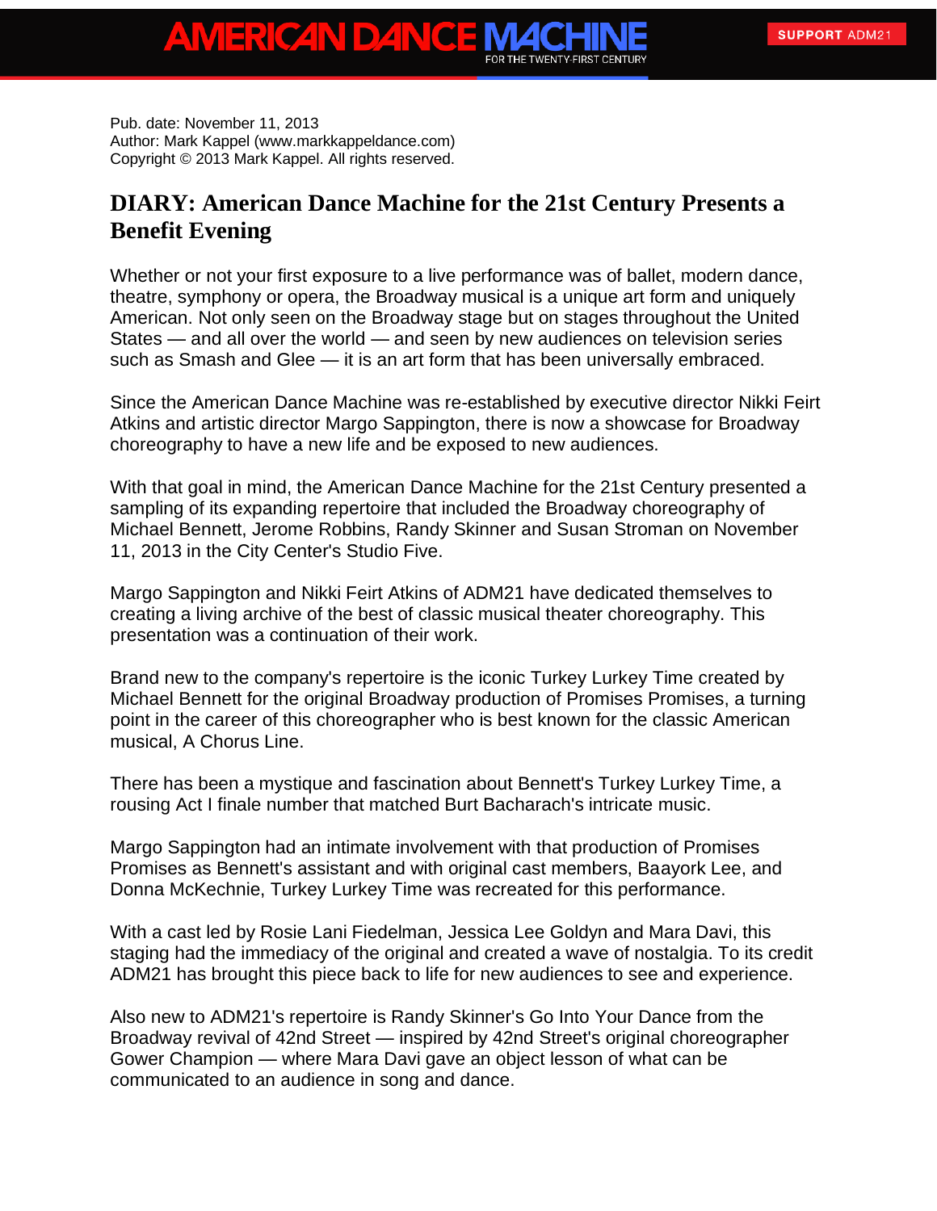Pub. date: November 11, 2013
Author: Mark Kappel (www.markkappeldance.com)
Copyright © 2013 Mark Kappel. All rights reserved.

## DIARY: American Dance Machine for the 21st Century Presents a Benefit Evening

Whether or not your first exposure to a live performance was of ballet, modern dance, theatre, symphony or opera, the Broadway musical is a unique art form and uniquely American. Not only seen on the Broadway stage but on stages throughout the United States — and all over the world — and seen by new audiences on television series such as Smash and Glee — it is an art form that has been universally embraced.

Since the American Dance Machine was re-established by executive director Nikki Feirt Atkins and artistic director Margo Sappington, there is now a showcase for Broadway choreography to have a new life and be exposed to new audiences.

With that goal in mind, the American Dance Machine for the 21st Century presented a sampling of its expanding repertoire that included the Broadway choreography of Michael Bennett, Jerome Robbins, Randy Skinner and Susan Stroman on November 11, 2013 in the City Center's Studio Five.

Margo Sappington and Nikki Feirt Atkins of ADM21 have dedicated themselves to creating a living archive of the best of classic musical theater choreography. This presentation was a continuation of their work.

Brand new to the company's repertoire is the iconic Turkey Lurkey Time created by Michael Bennett for the original Broadway production of Promises Promises, a turning point in the career of this choreographer who is best known for the classic American musical, A Chorus Line.

There has been a mystique and fascination about Bennett's Turkey Lurkey Time, a rousing Act I finale number that matched Burt Bacharach's intricate music.

Margo Sappington had an intimate involvement with that production of Promises Promises as Bennett's assistant and with original cast members, Baayork Lee, and Donna McKechnie, Turkey Lurkey Time was recreated for this performance.

With a cast led by Rosie Lani Fiedelman, Jessica Lee Goldyn and Mara Davi, this staging had the immediacy of the original and created a wave of nostalgia. To its credit ADM21 has brought this piece back to life for new audiences to see and experience.

Also new to ADM21's repertoire is Randy Skinner's Go Into Your Dance from the Broadway revival of 42nd Street — inspired by 42nd Street's original choreographer Gower Champion — where Mara Davi gave an object lesson of what can be communicated to an audience in song and dance.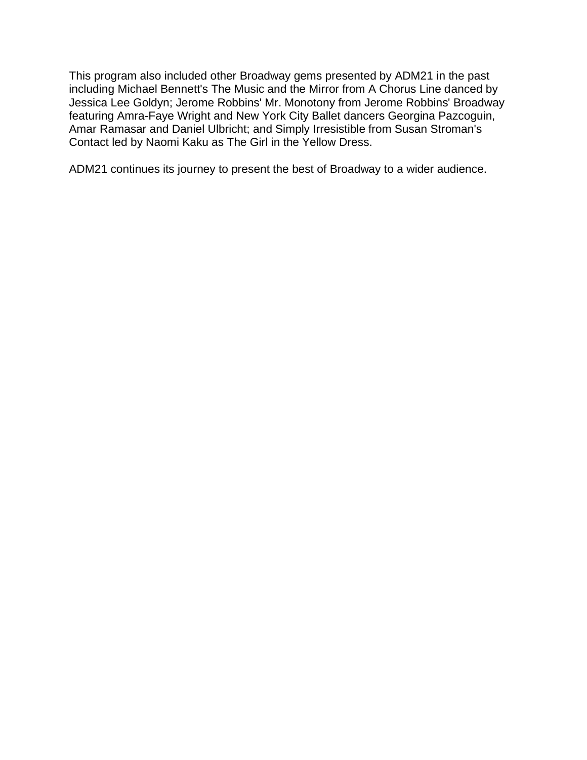This program also included other Broadway gems presented by ADM21 in the past including Michael Bennett's The Music and the Mirror from A Chorus Line danced by Jessica Lee Goldyn; Jerome Robbins' Mr. Monotony from Jerome Robbins' Broadway featuring Amra-Faye Wright and New York City Ballet dancers Georgina Pazcoguin, Amar Ramasar and Daniel Ulbricht; and Simply Irresistible from Susan Stroman's Contact led by Naomi Kaku as The Girl in the Yellow Dress.

ADM21 continues its journey to present the best of Broadway to a wider audience.